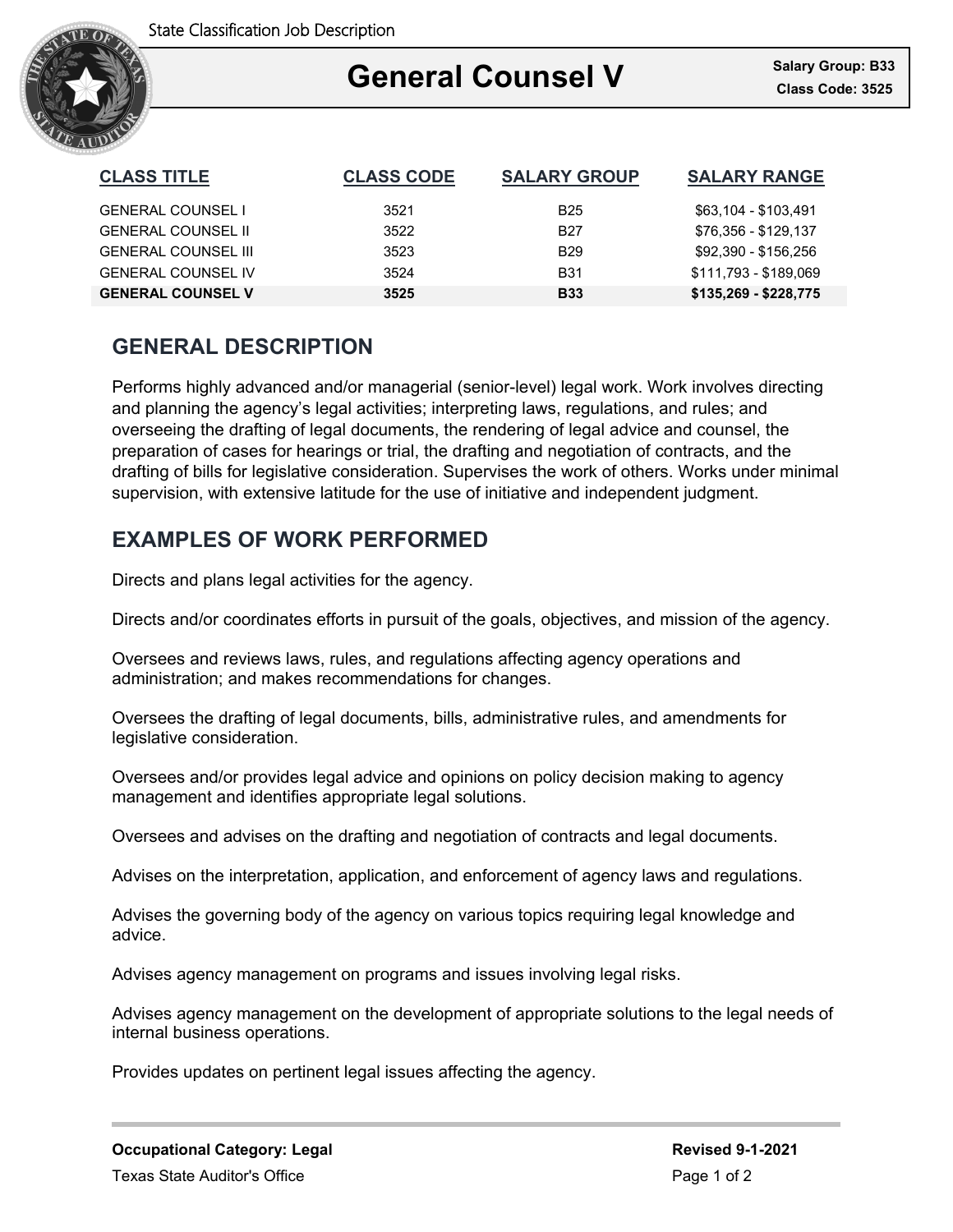State Classification Job Description

# General Counsel V

**Salary Group: B33**
**Class Code: 3525**

| CLASS TITLE | CLASS CODE | SALARY GROUP | SALARY RANGE |
|---|---|---|---|
| GENERAL COUNSEL I | 3521 | B25 | $63,104 - $103,491 |
| GENERAL COUNSEL II | 3522 | B27 | $76,356 - $129,137 |
| GENERAL COUNSEL III | 3523 | B29 | $92,390 - $156,256 |
| GENERAL COUNSEL IV | 3524 | B31 | $111,793 - $189,069 |
| **GENERAL COUNSEL V** | **3525** | **B33** | **$135,269 - $228,775** |

## GENERAL DESCRIPTION

Performs highly advanced and/or managerial (senior-level) legal work. Work involves directing and planning the agency's legal activities; interpreting laws, regulations, and rules; and overseeing the drafting of legal documents, the rendering of legal advice and counsel, the preparation of cases for hearings or trial, the drafting and negotiation of contracts, and the drafting of bills for legislative consideration. Supervises the work of others. Works under minimal supervision, with extensive latitude for the use of initiative and independent judgment.

## EXAMPLES OF WORK PERFORMED

Directs and plans legal activities for the agency.

Directs and/or coordinates efforts in pursuit of the goals, objectives, and mission of the agency.

Oversees and reviews laws, rules, and regulations affecting agency operations and administration; and makes recommendations for changes.

Oversees the drafting of legal documents, bills, administrative rules, and amendments for legislative consideration.

Oversees and/or provides legal advice and opinions on policy decision making to agency management and identifies appropriate legal solutions.

Oversees and advises on the drafting and negotiation of contracts and legal documents.

Advises on the interpretation, application, and enforcement of agency laws and regulations.

Advises the governing body of the agency on various topics requiring legal knowledge and advice.

Advises agency management on programs and issues involving legal risks.

Advises agency management on the development of appropriate solutions to the legal needs of internal business operations.

Provides updates on pertinent legal issues affecting the agency.

**Occupational Category: Legal**
Texas State Auditor's Office

**Revised 9-1-2021**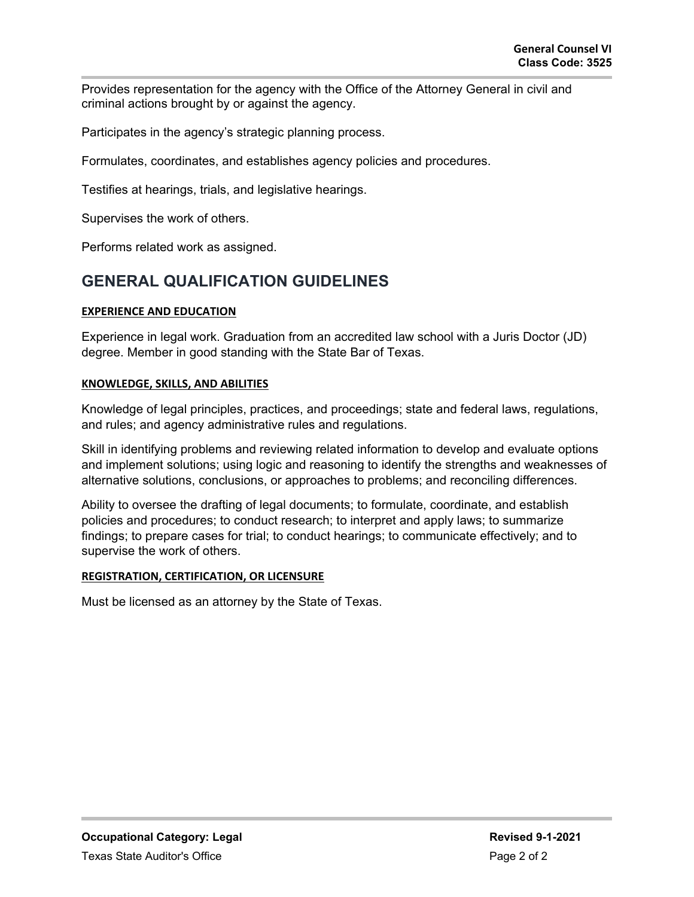Provides representation for the agency with the Office of the Attorney General in civil and criminal actions brought by or against the agency.

Participates in the agency's strategic planning process.

Formulates, coordinates, and establishes agency policies and procedures.

Testifies at hearings, trials, and legislative hearings.

Supervises the work of others.

Performs related work as assigned.

## GENERAL QUALIFICATION GUIDELINES

### EXPERIENCE AND EDUCATION

Experience in legal work. Graduation from an accredited law school with a Juris Doctor (JD) degree. Member in good standing with the State Bar of Texas.

### KNOWLEDGE, SKILLS, AND ABILITIES

Knowledge of legal principles, practices, and proceedings; state and federal laws, regulations, and rules; and agency administrative rules and regulations.

Skill in identifying problems and reviewing related information to develop and evaluate options and implement solutions; using logic and reasoning to identify the strengths and weaknesses of alternative solutions, conclusions, or approaches to problems; and reconciling differences.

Ability to oversee the drafting of legal documents; to formulate, coordinate, and establish policies and procedures; to conduct research; to interpret and apply laws; to summarize findings; to prepare cases for trial; to conduct hearings; to communicate effectively; and to supervise the work of others.

### REGISTRATION, CERTIFICATION, OR LICENSURE

Must be licensed as an attorney by the State of Texas.